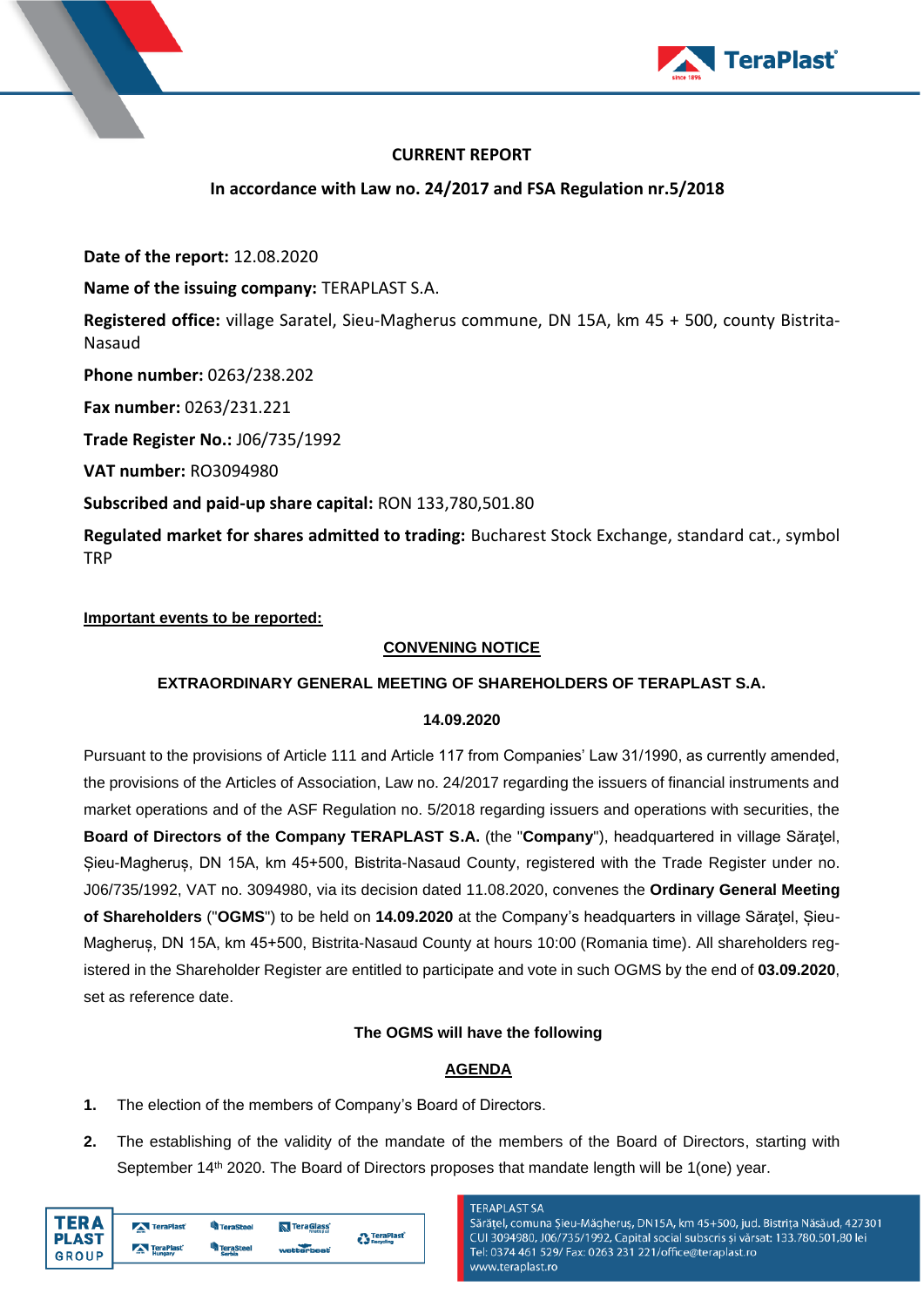**CURRENT REPORT**

**In accordance with Law no. 24/2017 and FSA Regulation nr.5/2018**

**Date of the report:** 12.08.2020

**Name of the issuing company:** TERAPLAST S.A.

**Registered office:** village Saratel, Sieu-Magherus commune, DN 15A, km 45 + 500, county Bistrita-Nasaud

**Phone number:** 0263/238.202

**Fax number:** 0263/231.221

**Trade Register No.:** J06/735/1992

**VAT number:** RO3094980

**Subscribed and paid-up share capital:** RON 133,780,501.80

**Regulated market for shares admitted to trading:** Bucharest Stock Exchange, standard cat., symbol TRP

**Important events to be reported:**

**CONVENING NOTICE**

**EXTRAORDINARY GENERAL MEETING OF SHAREHOLDERS OF TERAPLAST S.A.**

**14.09.2020**

Pursuant to the provisions of Article 111 and Article 117 from Companies' Law 31/1990, as currently amended, the provisions of the Articles of Association, Law no. 24/2017 regarding the issuers of financial instruments and market operations and of the ASF Regulation no. 5/2018 regarding issuers and operations with securities, the **Board of Directors of the Company TERAPLAST S.A.** (the "**Company**"), headquartered in village Sărațel, Șieu-Magheruș, DN 15A, km 45+500, Bistrita-Nasaud County, registered with the Trade Register under no. J06/735/1992, VAT no. 3094980, via its decision dated 11.08.2020, convenes the **Ordinary General Meeting of Shareholders** ("**OGMS**") to be held on **14.09.2020** at the Company's headquarters in village Sărațel, Șieu-Magheruș, DN 15A, km 45+500, Bistrita-Nasaud County at hours 10:00 (Romania time). All shareholders registered in the Shareholder Register are entitled to participate and vote in such OGMS by the end of **03.09.2020**, set as reference date.

**The OGMS will have the following**

**AGENDA**

1. The election of the members of Company's Board of Directors.
2. The establishing of the validity of the mandate of the members of the Board of Directors, starting with September 14th 2020. The Board of Directors proposes that mandate length will be 1(one) year.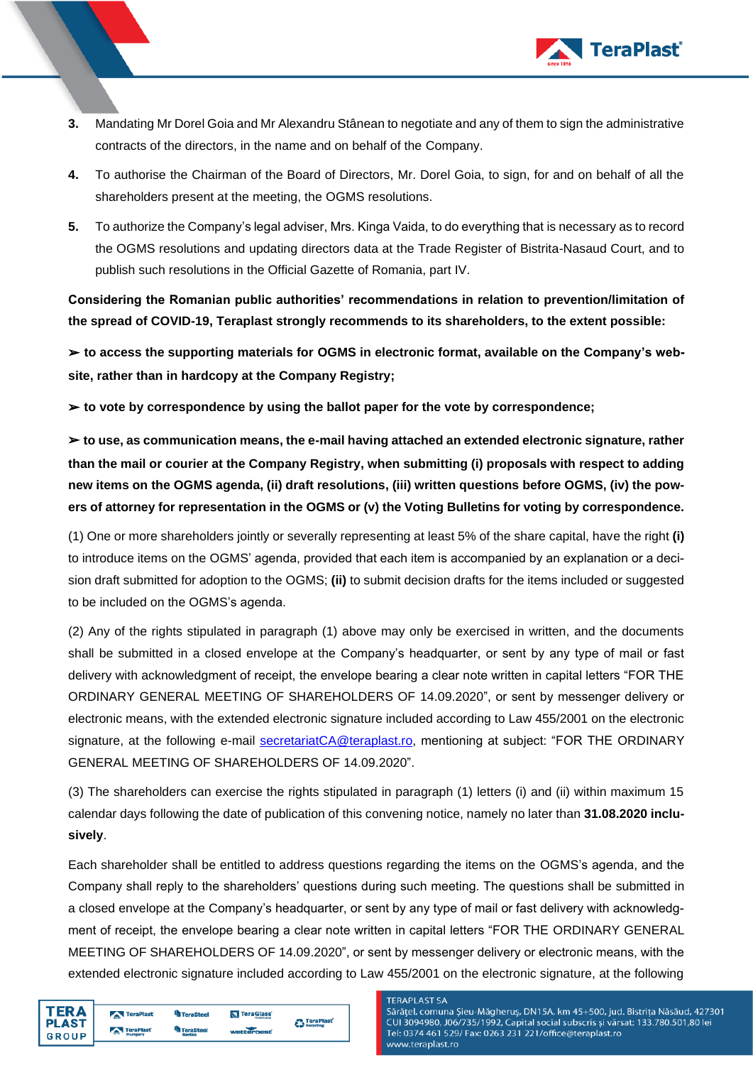3. Mandating Mr Dorel Goia and Mr Alexandru Stânean to negotiate and any of them to sign the administrative contracts of the directors, in the name and on behalf of the Company.

4. To authorise the Chairman of the Board of Directors, Mr. Dorel Goia, to sign, for and on behalf of all the shareholders present at the meeting, the OGMS resolutions.

5. To authorize the Company's legal adviser, Mrs. Kinga Vaida, to do everything that is necessary as to record the OGMS resolutions and updating directors data at the Trade Register of Bistrita-Nasaud Court, and to publish such resolutions in the Official Gazette of Romania, part IV.

**Considering the Romanian public authorities' recommendations in relation to prevention/limitation of the spread of COVID-19, Teraplast strongly recommends to its shareholders, to the extent possible:**

**➢ to access the supporting materials for OGMS in electronic format, available on the Company's web-site, rather than in hardcopy at the Company Registry;**

**➢ to vote by correspondence by using the ballot paper for the vote by correspondence;**

**➢ to use, as communication means, the e-mail having attached an extended electronic signature, rather than the mail or courier at the Company Registry, when submitting (i) proposals with respect to adding new items on the OGMS agenda, (ii) draft resolutions, (iii) written questions before OGMS, (iv) the powers of attorney for representation in the OGMS or (v) the Voting Bulletins for voting by correspondence.**

(1) One or more shareholders jointly or severally representing at least 5% of the share capital, have the right **(i)** to introduce items on the OGMS' agenda, provided that each item is accompanied by an explanation or a decision draft submitted for adoption to the OGMS; **(ii)** to submit decision drafts for the items included or suggested to be included on the OGMS's agenda.

(2) Any of the rights stipulated in paragraph (1) above may only be exercised in written, and the documents shall be submitted in a closed envelope at the Company's headquarter, or sent by any type of mail or fast delivery with acknowledgment of receipt, the envelope bearing a clear note written in capital letters "FOR THE ORDINARY GENERAL MEETING OF SHAREHOLDERS OF 14.09.2020", or sent by messenger delivery or electronic means, with the extended electronic signature included according to Law 455/2001 on the electronic signature, at the following e-mail secretariatCA@teraplast.ro, mentioning at subject: "FOR THE ORDINARY GENERAL MEETING OF SHAREHOLDERS OF 14.09.2020".

(3) The shareholders can exercise the rights stipulated in paragraph (1) letters (i) and (ii) within maximum 15 calendar days following the date of publication of this convening notice, namely no later than **31.08.2020 inclusively**.

Each shareholder shall be entitled to address questions regarding the items on the OGMS's agenda, and the Company shall reply to the shareholders' questions during such meeting. The questions shall be submitted in a closed envelope at the Company's headquarter, or sent by any type of mail or fast delivery with acknowledgment of receipt, the envelope bearing a clear note written in capital letters "FOR THE ORDINARY GENERAL MEETING OF SHAREHOLDERS OF 14.09.2020", or sent by messenger delivery or electronic means, with the extended electronic signature included according to Law 455/2001 on the electronic signature, at the following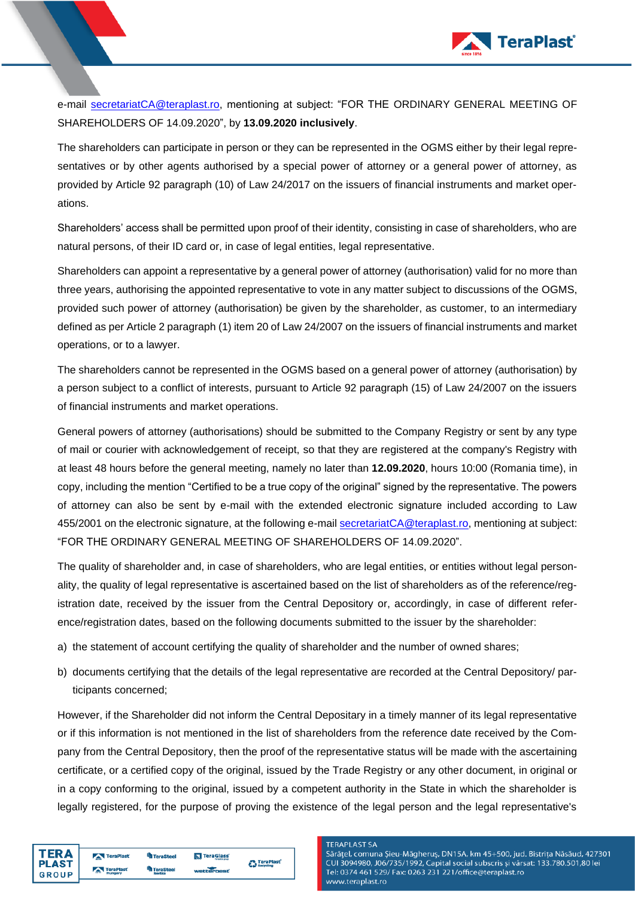e-mail secretariatCA@teraplast.ro, mentioning at subject: "FOR THE ORDINARY GENERAL MEETING OF SHAREHOLDERS OF 14.09.2020", by **13.09.2020 inclusively**.

The shareholders can participate in person or they can be represented in the OGMS either by their legal representatives or by other agents authorised by a special power of attorney or a general power of attorney, as provided by Article 92 paragraph (10) of Law 24/2017 on the issuers of financial instruments and market operations.

Shareholders' access shall be permitted upon proof of their identity, consisting in case of shareholders, who are natural persons, of their ID card or, in case of legal entities, legal representative.

Shareholders can appoint a representative by a general power of attorney (authorisation) valid for no more than three years, authorising the appointed representative to vote in any matter subject to discussions of the OGMS, provided such power of attorney (authorisation) be given by the shareholder, as customer, to an intermediary defined as per Article 2 paragraph (1) item 20 of Law 24/2007 on the issuers of financial instruments and market operations, or to a lawyer.

The shareholders cannot be represented in the OGMS based on a general power of attorney (authorisation) by a person subject to a conflict of interests, pursuant to Article 92 paragraph (15) of Law 24/2007 on the issuers of financial instruments and market operations.

General powers of attorney (authorisations) should be submitted to the Company Registry or sent by any type of mail or courier with acknowledgement of receipt, so that they are registered at the company's Registry with at least 48 hours before the general meeting, namely no later than **12.09.2020**, hours 10:00 (Romania time), in copy, including the mention "Certified to be a true copy of the original" signed by the representative. The powers of attorney can also be sent by e-mail with the extended electronic signature included according to Law 455/2001 on the electronic signature, at the following e-mail secretariatCA@teraplast.ro, mentioning at subject: "FOR THE ORDINARY GENERAL MEETING OF SHAREHOLDERS OF 14.09.2020".

The quality of shareholder and, in case of shareholders, who are legal entities, or entities without legal personality, the quality of legal representative is ascertained based on the list of shareholders as of the reference/registration date, received by the issuer from the Central Depository or, accordingly, in case of different reference/registration dates, based on the following documents submitted to the issuer by the shareholder:

a) the statement of account certifying the quality of shareholder and the number of owned shares;

b) documents certifying that the details of the legal representative are recorded at the Central Depository/ participants concerned;

However, if the Shareholder did not inform the Central Depositary in a timely manner of its legal representative or if this information is not mentioned in the list of shareholders from the reference date received by the Company from the Central Depository, then the proof of the representative status will be made with the ascertaining certificate, or a certified copy of the original, issued by the Trade Registry or any other document, in original or in a copy conforming to the original, issued by a competent authority in the State in which the shareholder is legally registered, for the purpose of proving the existence of the legal person and the legal representative's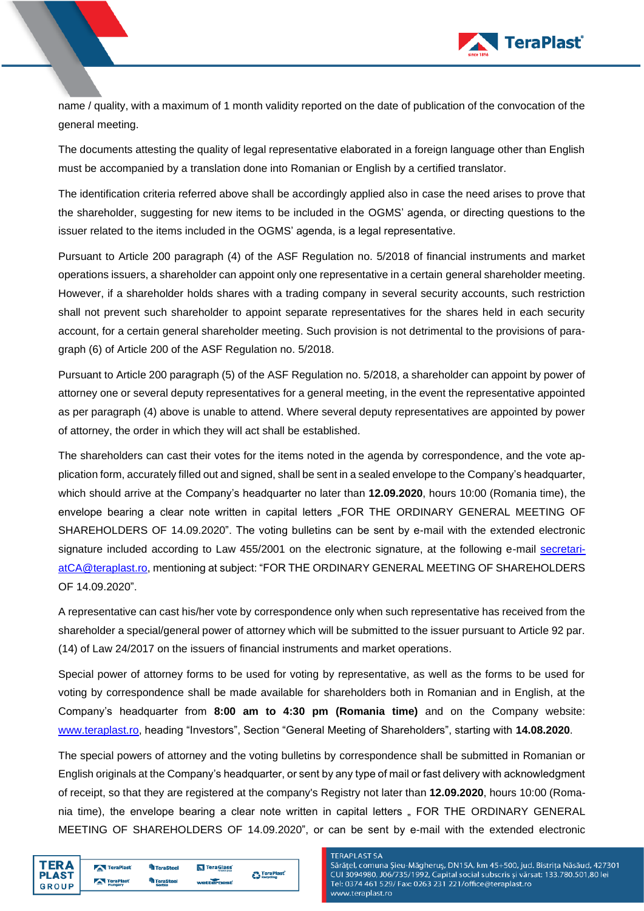name / quality, with a maximum of 1 month validity reported on the date of publication of the convocation of the general meeting.

The documents attesting the quality of legal representative elaborated in a foreign language other than English must be accompanied by a translation done into Romanian or English by a certified translator.

The identification criteria referred above shall be accordingly applied also in case the need arises to prove that the shareholder, suggesting for new items to be included in the OGMS' agenda, or directing questions to the issuer related to the items included in the OGMS' agenda, is a legal representative.

Pursuant to Article 200 paragraph (4) of the ASF Regulation no. 5/2018 of financial instruments and market operations issuers, a shareholder can appoint only one representative in a certain general shareholder meeting. However, if a shareholder holds shares with a trading company in several security accounts, such restriction shall not prevent such shareholder to appoint separate representatives for the shares held in each security account, for a certain general shareholder meeting. Such provision is not detrimental to the provisions of paragraph (6) of Article 200 of the ASF Regulation no. 5/2018.

Pursuant to Article 200 paragraph (5) of the ASF Regulation no. 5/2018, a shareholder can appoint by power of attorney one or several deputy representatives for a general meeting, in the event the representative appointed as per paragraph (4) above is unable to attend. Where several deputy representatives are appointed by power of attorney, the order in which they will act shall be established.

The shareholders can cast their votes for the items noted in the agenda by correspondence, and the vote application form, accurately filled out and signed, shall be sent in a sealed envelope to the Company's headquarter, which should arrive at the Company's headquarter no later than **12.09.2020**, hours 10:00 (Romania time), the envelope bearing a clear note written in capital letters „FOR THE ORDINARY GENERAL MEETING OF SHAREHOLDERS OF 14.09.2020". The voting bulletins can be sent by e-mail with the extended electronic signature included according to Law 455/2001 on the electronic signature, at the following e-mail secretariatCA@teraplast.ro, mentioning at subject: "FOR THE ORDINARY GENERAL MEETING OF SHAREHOLDERS OF 14.09.2020".

A representative can cast his/her vote by correspondence only when such representative has received from the shareholder a special/general power of attorney which will be submitted to the issuer pursuant to Article 92 par. (14) of Law 24/2017 on the issuers of financial instruments and market operations.

Special power of attorney forms to be used for voting by representative, as well as the forms to be used for voting by correspondence shall be made available for shareholders both in Romanian and in English, at the Company's headquarter from **8:00 am to 4:30 pm (Romania time)** and on the Company website: www.teraplast.ro, heading "Investors", Section "General Meeting of Shareholders", starting with **14.08.2020**.

The special powers of attorney and the voting bulletins by correspondence shall be submitted in Romanian or English originals at the Company's headquarter, or sent by any type of mail or fast delivery with acknowledgment of receipt, so that they are registered at the company's Registry not later than **12.09.2020**, hours 10:00 (Romania time), the envelope bearing a clear note written in capital letters „ FOR THE ORDINARY GENERAL MEETING OF SHAREHOLDERS OF 14.09.2020", or can be sent by e-mail with the extended electronic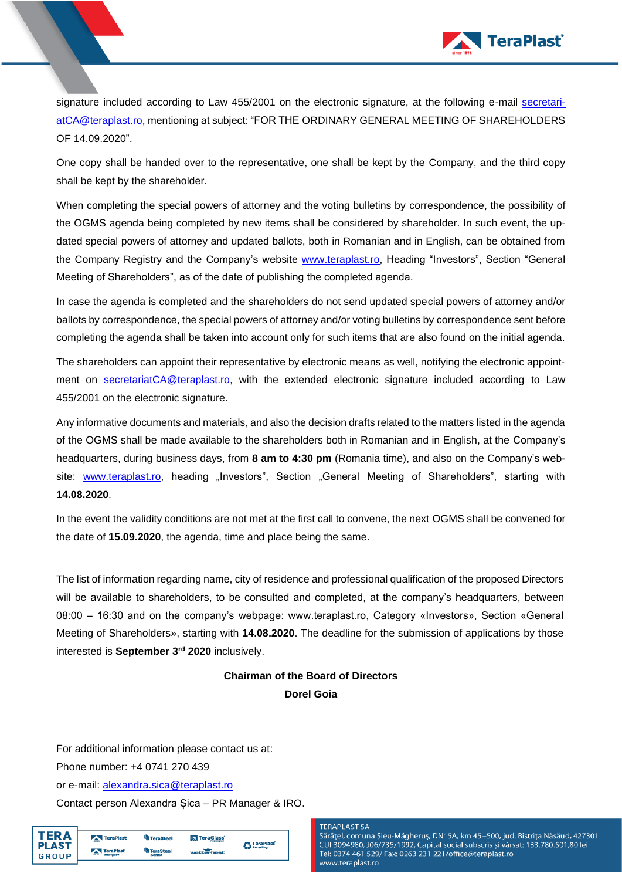signature included according to Law 455/2001 on the electronic signature, at the following e-mail secretariatCA@teraplast.ro, mentioning at subject: “FOR THE ORDINARY GENERAL MEETING OF SHAREHOLDERS OF 14.09.2020”.

One copy shall be handed over to the representative, one shall be kept by the Company, and the third copy shall be kept by the shareholder.

When completing the special powers of attorney and the voting bulletins by correspondence, the possibility of the OGMS agenda being completed by new items shall be considered by shareholder. In such event, the updated special powers of attorney and updated ballots, both in Romanian and in English, can be obtained from the Company Registry and the Company’s website www.teraplast.ro, Heading “Investors”, Section “General Meeting of Shareholders”, as of the date of publishing the completed agenda.

In case the agenda is completed and the shareholders do not send updated special powers of attorney and/or ballots by correspondence, the special powers of attorney and/or voting bulletins by correspondence sent before completing the agenda shall be taken into account only for such items that are also found on the initial agenda.

The shareholders can appoint their representative by electronic means as well, notifying the electronic appointment on secretariatCA@teraplast.ro, with the extended electronic signature included according to Law 455/2001 on the electronic signature.

Any informative documents and materials, and also the decision drafts related to the matters listed in the agenda of the OGMS shall be made available to the shareholders both in Romanian and in English, at the Company’s headquarters, during business days, from **8 am to 4:30 pm** (Romania time), and also on the Company’s website: www.teraplast.ro, heading „Investors”, Section „General Meeting of Shareholders”, starting with **14.08.2020**.

In the event the validity conditions are not met at the first call to convene, the next OGMS shall be convened for the date of **15.09.2020**, the agenda, time and place being the same.

The list of information regarding name, city of residence and professional qualification of the proposed Directors will be available to shareholders, to be consulted and completed, at the company’s headquarters, between 08:00 – 16:30 and on the company’s webpage: www.teraplast.ro, Category «Investors», Section «General Meeting of Shareholders», starting with **14.08.2020**. The deadline for the submission of applications by those interested is **September 3rd 2020** inclusively.

**Chairman of the Board of Directors**

**Dorel Goia**

For additional information please contact us at:
Phone number: +4 0741 270 439
or e-mail: alexandra.sica@teraplast.ro
Contact person Alexandra Șica – PR Manager & IRO.